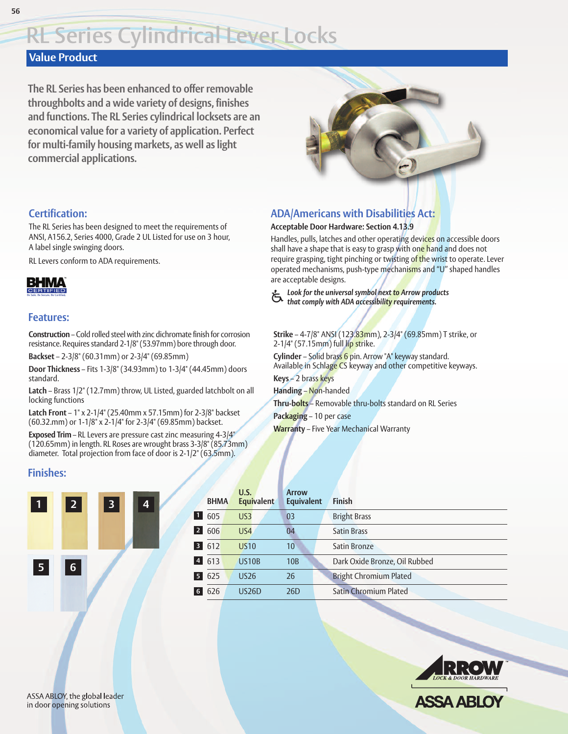# RL Series Cylindrical Lever Locks

## Value Product

**The RL Series has been enhanced to offer removable throughbolts and a wide variety of designs, finishes and functions. The RL Series cylindrical locksets are an economical value for a variety of application. Perfect for multi-family housing markets, as well as light commercial applications.**

## Certification:

The RL Series has been designed to meet the requirements of ANSI, A156.2, Series 4000, Grade 2 UL Listed for use on 3 hour, A label single swinging doors.

RL Levers conform to ADA requirements.

BHMA CERTIFIED

## ADA/Americans with Disabilities Act:

**Acceptable Door Hardware: Section 4.13.9**

Handles, pulls, latches and other operating devices on accessible doors shall have a shape that is easy to grasp with one hand and does not require grasping, tight pinching or twisting of the wrist to operate. Lever operated mechanisms, push-type mechanisms and "U" shaped handles are acceptable designs.

*Look for the universal symbol next to Arrow products that comply with ADA accessibility requirements.*

## Features:

**Construction** – Cold rolled steel with zinc dichromate finish for corrosion resistance. Requires standard 2-1/8" (53.97mm) bore through door.

**Backset** – 2-3/8" (60.31mm) or 2-3/4" (69.85mm)

**Door Thickness** – Fits 1-3/8" (34.93mm) to 1-3/4" (44.45mm) doors standard.

**Latch** – Brass 1/2" (12.7mm) throw, UL Listed, guarded latchbolt on all locking functions

**Latch Front** – 1" x 2-1/4" (25.40mm x 57.15mm) for 2-3/8" backset (60.32.mm) or 1-1/8" x 2-1/4" for 2-3/4" (69.85mm) backset.

**Exposed Trim** – RL Levers are pressure cast zinc measuring 4-3/4" (120.65mm) in length. RL Roses are wrought brass 3-3/8" (85.73mm) diameter. Total projection from face of door is 2-1/2" (63.5mm).

**Strike** – 4-7/8" ANSI (123.83mm), 2-3/4" (69.85mm) T strike, or 2-1/4" (57.15mm) full lip strike.

**Cylinder** – Solid brass 6 pin. Arrow "A" keyway standard. Available in Schlage CS keyway and other competitive keyways.

**Keys** – 2 brass keys

**Handing** – Non-handed

**Thru-bolts** – Removable thru-bolts standard on RL Series

**Packaging** – 10 per case

**Warranty** – Five Year Mechanical Warranty

## Finishes:

| | BHMA | U.S. Equivalent | Arrow Equivalent | Finish |
|---|---|---|---|---|
| 1 | 605 | US3 | 03 | Bright Brass |
| 2 | 606 | US4 | 04 | Satin Brass |
| 3 | 612 | US10 | 10 | Satin Bronze |
| 4 | 613 | US10B | 10B | Dark Oxide Bronze, Oil Rubbed |
| 5 | 625 | US26 | 26 | Bright Chromium Plated |
| 6 | 626 | US26D | 26D | Satin Chromium Plated |

ASSA ABLOY, the global leader in door opening solutions

ARROW LOCK & DOOR HARDWARE

ASSA ABLOY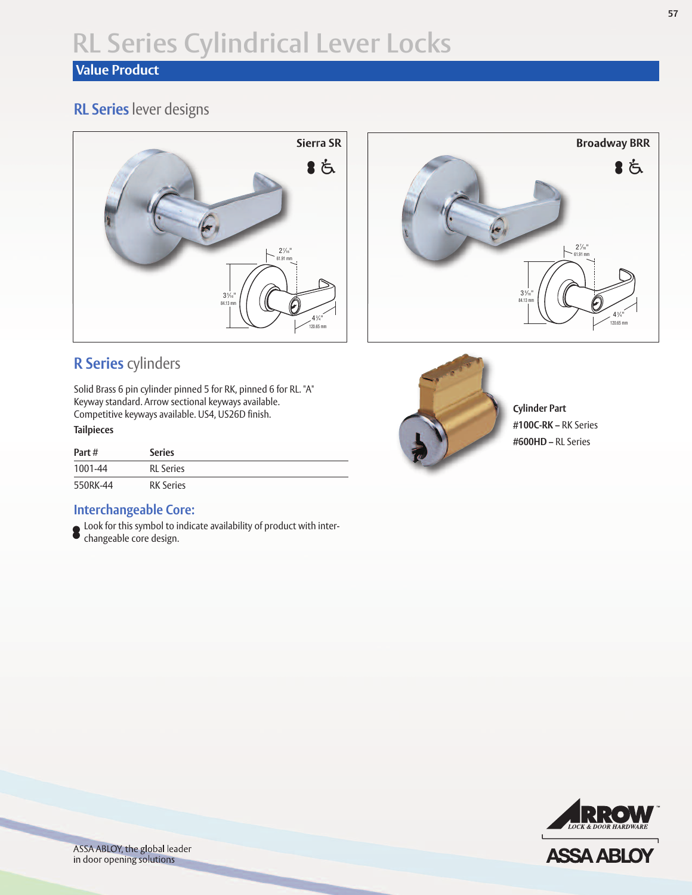# RL Series Cylindrical Lever Locks

## Value Product

### RL Series lever designs

**Sierra SR**

2⁷⁄₁₆" 61.91 mm

3⁵⁄₁₆" 84.13 mm

4¾" 120.65 mm

**Broadway BRR**

2⁷⁄₁₆" 61.91 mm

3⁵⁄₁₆" 84.13 mm

4¾" 120.65 mm

### R Series cylinders

Solid Brass 6 pin cylinder pinned 5 for RK, pinned 6 for RL. "A" Keyway standard. Arrow sectional keyways available. Competitive keyways available. US4, US26D finish.

**Tailpieces**

| Part # | Series |
|---|---|
| 1001-44 | RL Series |
| 550RK-44 | RK Series |

**Cylinder Part**

**#100C-RK –** RK Series

**#600HD –** RL Series

### Interchangeable Core:

Look for this symbol to indicate availability of product with interchangeable core design.

ASSA ABLOY, the global leader in door opening solutions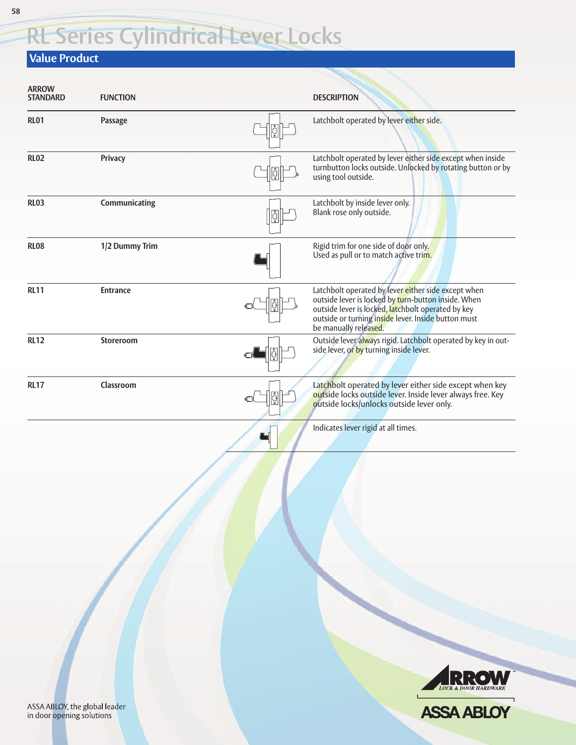# RL Series Cylindrical Lever Locks

## Value Product

| ARROW STANDARD | FUNCTION | DESCRIPTION |
| --- | --- | --- |
| RL01 | Passage | Latchbolt operated by lever either side. |
| RL02 | Privacy | Latchbolt operated by lever either side except when inside turnbutton locks outside. Unlocked by rotating button or by using tool outside. |
| RL03 | Communicating | Latchbolt by inside lever only. Blank rose only outside. |
| RL08 | 1/2 Dummy Trim | Rigid trim for one side of door only. Used as pull or to match active trim. |
| RL11 | Entrance | Latchbolt operated by lever either side except when outside lever is locked by turn-button inside. When outside lever is locked, latchbolt operated by key outside or turning inside lever. Inside button must be manually released. |
| RL12 | Storeroom | Outside lever always rigid. Latchbolt operated by key in outside lever, or by turning inside lever. |
| RL17 | Classroom | Latchbolt operated by lever either side except when key outside locks outside lever. Inside lever always free. Key outside locks/unlocks outside lever only. |
| | | Indicates lever rigid at all times. |

ASSA ABLOY, the global leader in door opening solutions

ARROW LOCK & DOOR HARDWARE

ASSA ABLOY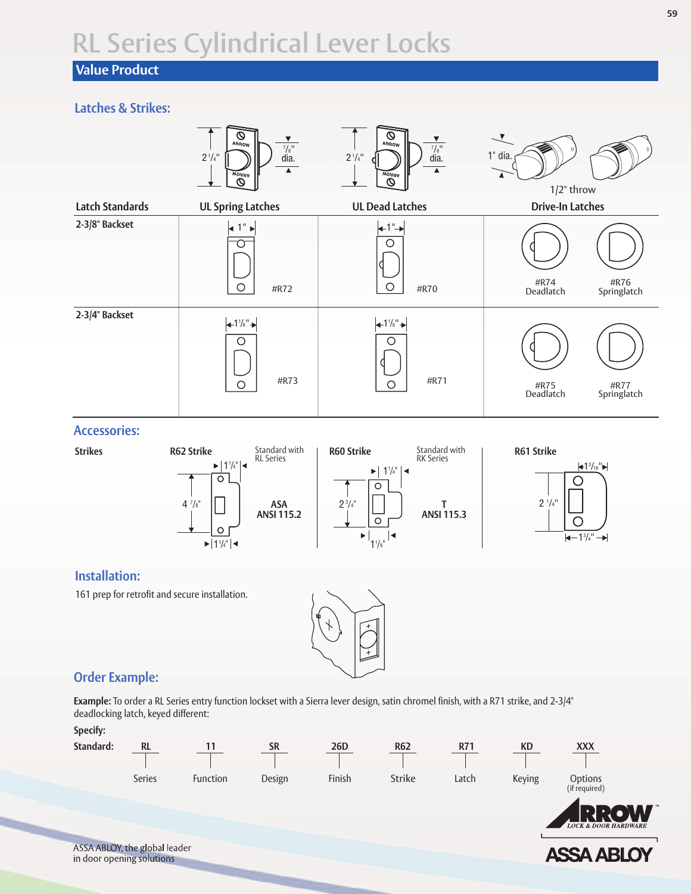# RL Series Cylindrical Lever Locks

## Value Product

### Latches & Strikes:

2 1/4" 7/8" dia.

2 1/4" 7/8" dia.

1" dia.

1/2" throw

| Latch Standards | UL Spring Latches | UL Dead Latches | Drive-In Latches | |
|---|---|---|---|---|
| 2-3/8" Backset | 1" #R72 | 1" #R70 | #R74 Deadlatch | #R76 Springlatch |
| 2-3/4" Backset | 1 1/8" #R73 | 1 1/8" #R71 | #R75 Deadlatch | #R77 Springlatch |

### Accessories:

**Strikes**

**R62 Strike** — Standard with RL Series

1 1/4" 4 7/8" 1 1/4"

ASA ANSI 115.2

**R60 Strike** — Standard with RK Series

1 1/4" 2 3/4" 1 1/8"

T ANSI 115.3

**R61 Strike**

1 3/16" 2 1/4" 1 3/4"

### Installation:

161 prep for retrofit and secure installation.

### Order Example:

**Example:** To order a RL Series entry function lockset with a Sierra lever design, satin chromel finish, with a R71 strike, and 2-3/4" deadlocking latch, keyed different:

**Specify:**

| | | | | | | | | |
|---|---|---|---|---|---|---|---|---|
| **Standard:** | RL | 11 | SR | 26D | R62 | R71 | KD | XXX |
| | Series | Function | Design | Finish | Strike | Latch | Keying | Options (if required) |

ASSA ABLOY, the global leader in door opening solutions

ARROW LOCK & DOOR HARDWARE

ASSA ABLOY